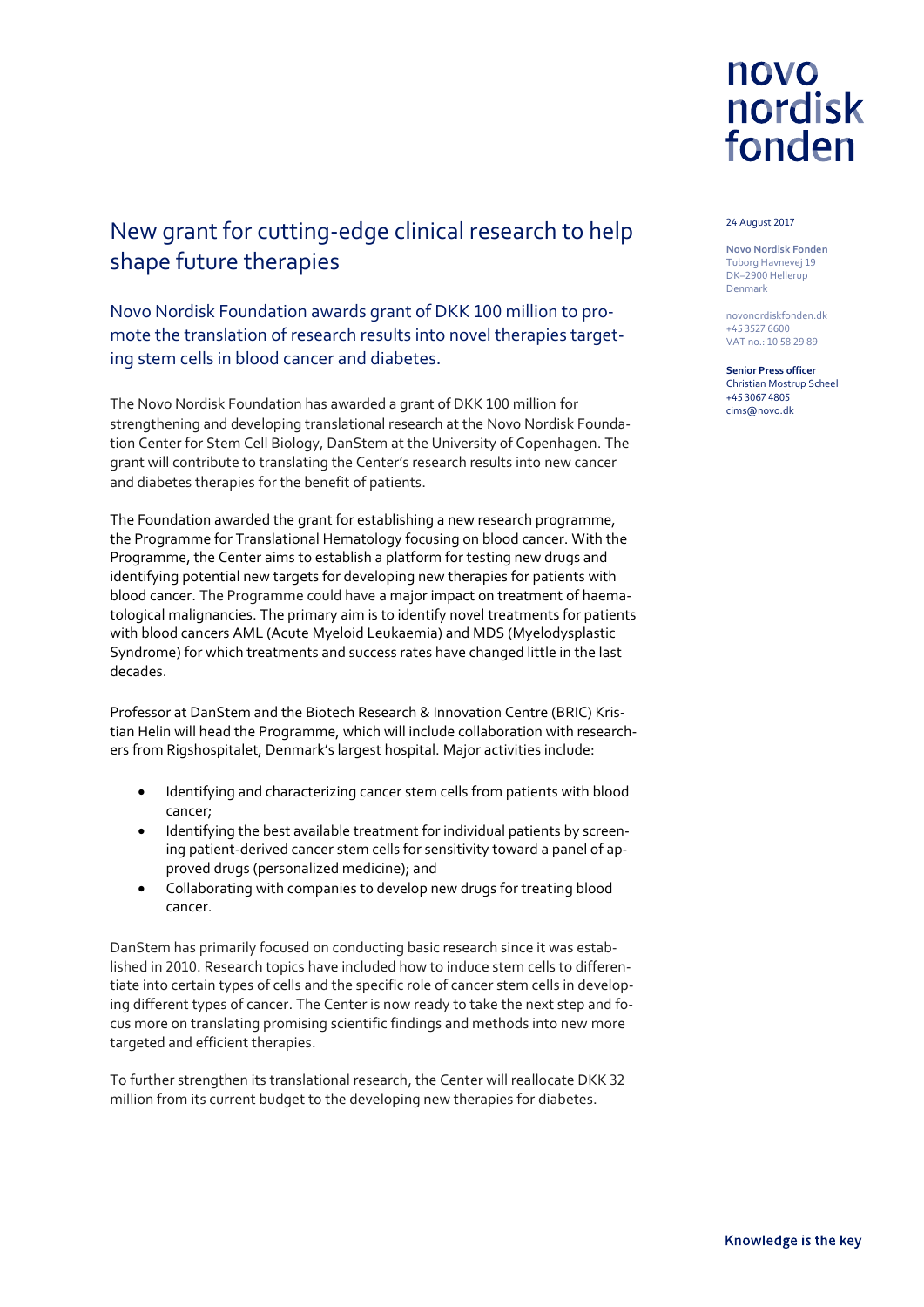novo nordisk fonden

24 August 2017

**Novo Nordisk Fonden**
Tuborg Havnevej 19
DK–2900 Hellerup
Denmark

novonordiskfonden.dk
+45 3527 6600
VAT no.: 10 58 29 89

**Senior Press officer**
Christian Mostrup Scheel
+45 3067 4805
cims@novo.dk

# New grant for cutting-edge clinical research to help shape future therapies

## Novo Nordisk Foundation awards grant of DKK 100 million to promote the translation of research results into novel therapies targeting stem cells in blood cancer and diabetes.

The Novo Nordisk Foundation has awarded a grant of DKK 100 million for strengthening and developing translational research at the Novo Nordisk Foundation Center for Stem Cell Biology, DanStem at the University of Copenhagen. The grant will contribute to translating the Center's research results into new cancer and diabetes therapies for the benefit of patients.

The Foundation awarded the grant for establishing a new research programme, the Programme for Translational Hematology focusing on blood cancer. With the Programme, the Center aims to establish a platform for testing new drugs and identifying potential new targets for developing new therapies for patients with blood cancer. The Programme could have a major impact on treatment of haematological malignancies. The primary aim is to identify novel treatments for patients with blood cancers AML (Acute Myeloid Leukaemia) and MDS (Myelodysplastic Syndrome) for which treatments and success rates have changed little in the last decades.

Professor at DanStem and the Biotech Research & Innovation Centre (BRIC) Kristian Helin will head the Programme, which will include collaboration with researchers from Rigshospitalet, Denmark's largest hospital. Major activities include:

- Identifying and characterizing cancer stem cells from patients with blood cancer;
- Identifying the best available treatment for individual patients by screening patient-derived cancer stem cells for sensitivity toward a panel of approved drugs (personalized medicine); and
- Collaborating with companies to develop new drugs for treating blood cancer.

DanStem has primarily focused on conducting basic research since it was established in 2010. Research topics have included how to induce stem cells to differentiate into certain types of cells and the specific role of cancer stem cells in developing different types of cancer. The Center is now ready to take the next step and focus more on translating promising scientific findings and methods into new more targeted and efficient therapies.

To further strengthen its translational research, the Center will reallocate DKK 32 million from its current budget to the developing new therapies for diabetes.

Knowledge is the key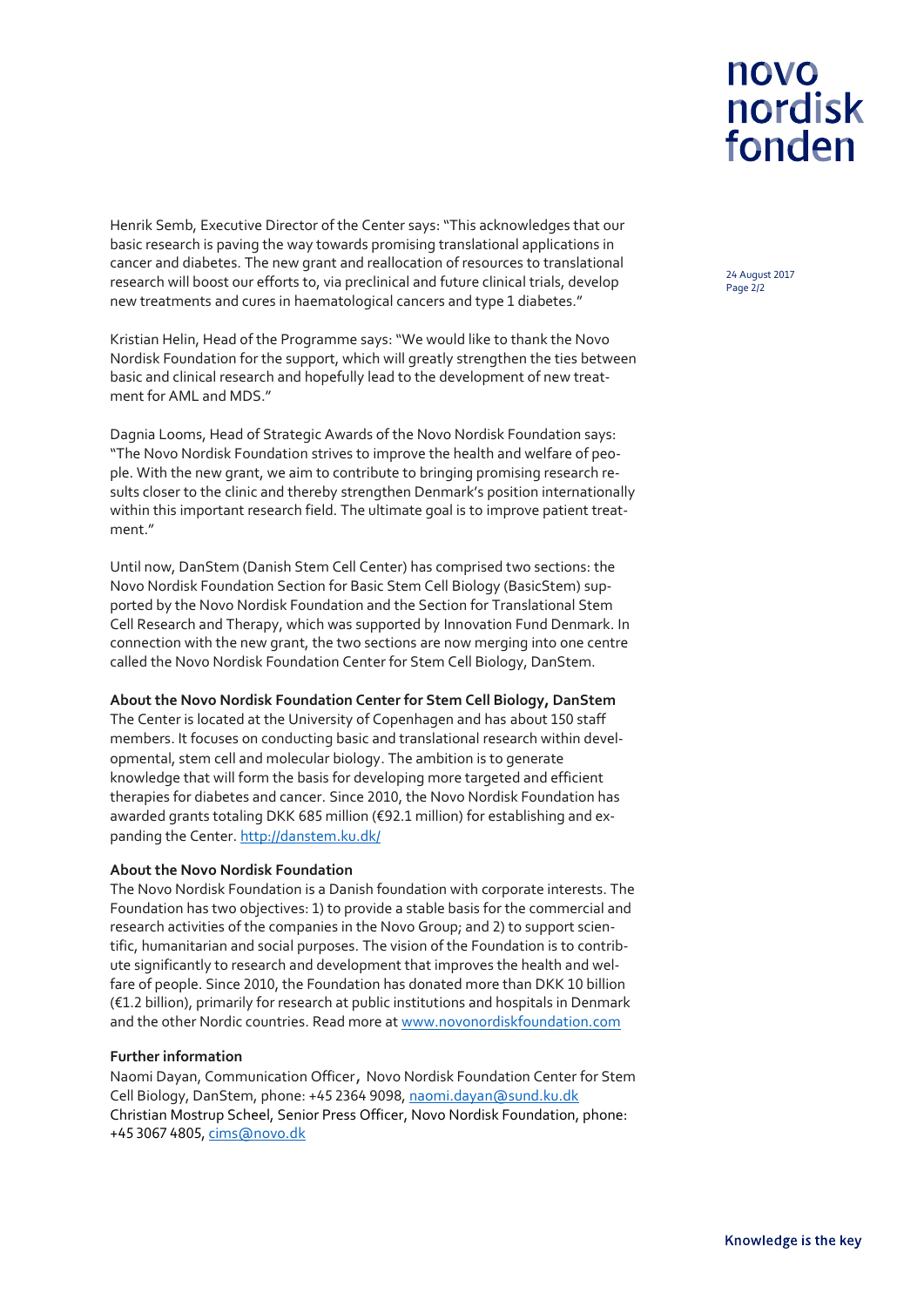Henrik Semb, Executive Director of the Center says: "This acknowledges that our basic research is paving the way towards promising translational applications in cancer and diabetes. The new grant and reallocation of resources to translational research will boost our efforts to, via preclinical and future clinical trials, develop new treatments and cures in haematological cancers and type 1 diabetes."

Kristian Helin, Head of the Programme says: "We would like to thank the Novo Nordisk Foundation for the support, which will greatly strengthen the ties between basic and clinical research and hopefully lead to the development of new treatment for AML and MDS."

Dagnia Looms, Head of Strategic Awards of the Novo Nordisk Foundation says: "The Novo Nordisk Foundation strives to improve the health and welfare of people. With the new grant, we aim to contribute to bringing promising research results closer to the clinic and thereby strengthen Denmark's position internationally within this important research field. The ultimate goal is to improve patient treatment."

Until now, DanStem (Danish Stem Cell Center) has comprised two sections: the Novo Nordisk Foundation Section for Basic Stem Cell Biology (BasicStem) supported by the Novo Nordisk Foundation and the Section for Translational Stem Cell Research and Therapy, which was supported by Innovation Fund Denmark. In connection with the new grant, the two sections are now merging into one centre called the Novo Nordisk Foundation Center for Stem Cell Biology, DanStem.

**About the Novo Nordisk Foundation Center for Stem Cell Biology, DanStem**

The Center is located at the University of Copenhagen and has about 150 staff members. It focuses on conducting basic and translational research within developmental, stem cell and molecular biology. The ambition is to generate knowledge that will form the basis for developing more targeted and efficient therapies for diabetes and cancer. Since 2010, the Novo Nordisk Foundation has awarded grants totaling DKK 685 million (€92.1 million) for establishing and expanding the Center. http://danstem.ku.dk/

**About the Novo Nordisk Foundation**

The Novo Nordisk Foundation is a Danish foundation with corporate interests. The Foundation has two objectives: 1) to provide a stable basis for the commercial and research activities of the companies in the Novo Group; and 2) to support scientific, humanitarian and social purposes. The vision of the Foundation is to contribute significantly to research and development that improves the health and welfare of people. Since 2010, the Foundation has donated more than DKK 10 billion (€1.2 billion), primarily for research at public institutions and hospitals in Denmark and the other Nordic countries. Read more at www.novonordiskfoundation.com

**Further information**

Naomi Dayan, Communication Officer, Novo Nordisk Foundation Center for Stem Cell Biology, DanStem, phone: +45 2364 9098, naomi.dayan@sund.ku.dk
Christian Mostrup Scheel, Senior Press Officer, Novo Nordisk Foundation, phone: +45 3067 4805, cims@novo.dk